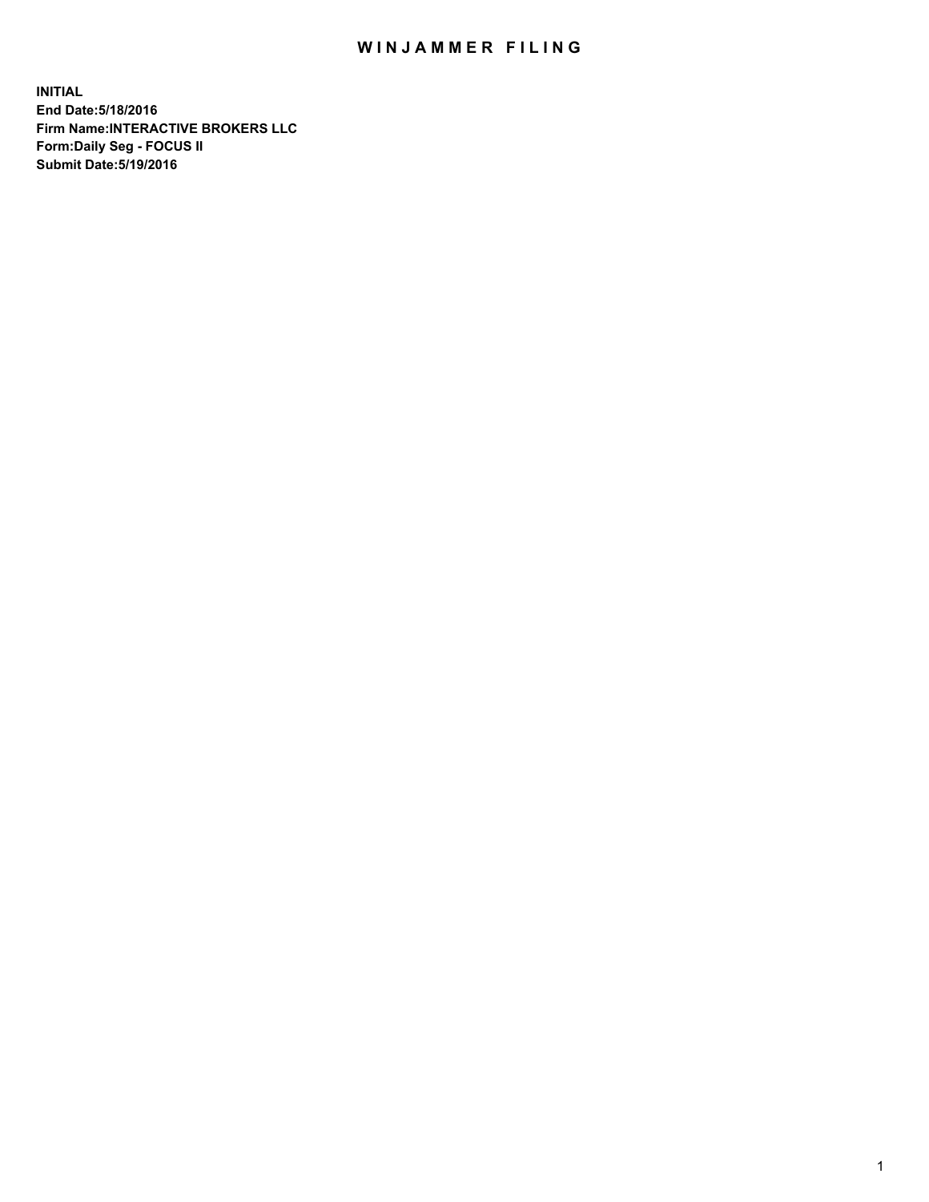# WINJAMMER FILING

**INITIAL**
**End Date:5/18/2016**
**Firm Name:INTERACTIVE BROKERS LLC**
**Form:Daily Seg - FOCUS II**
**Submit Date:5/19/2016**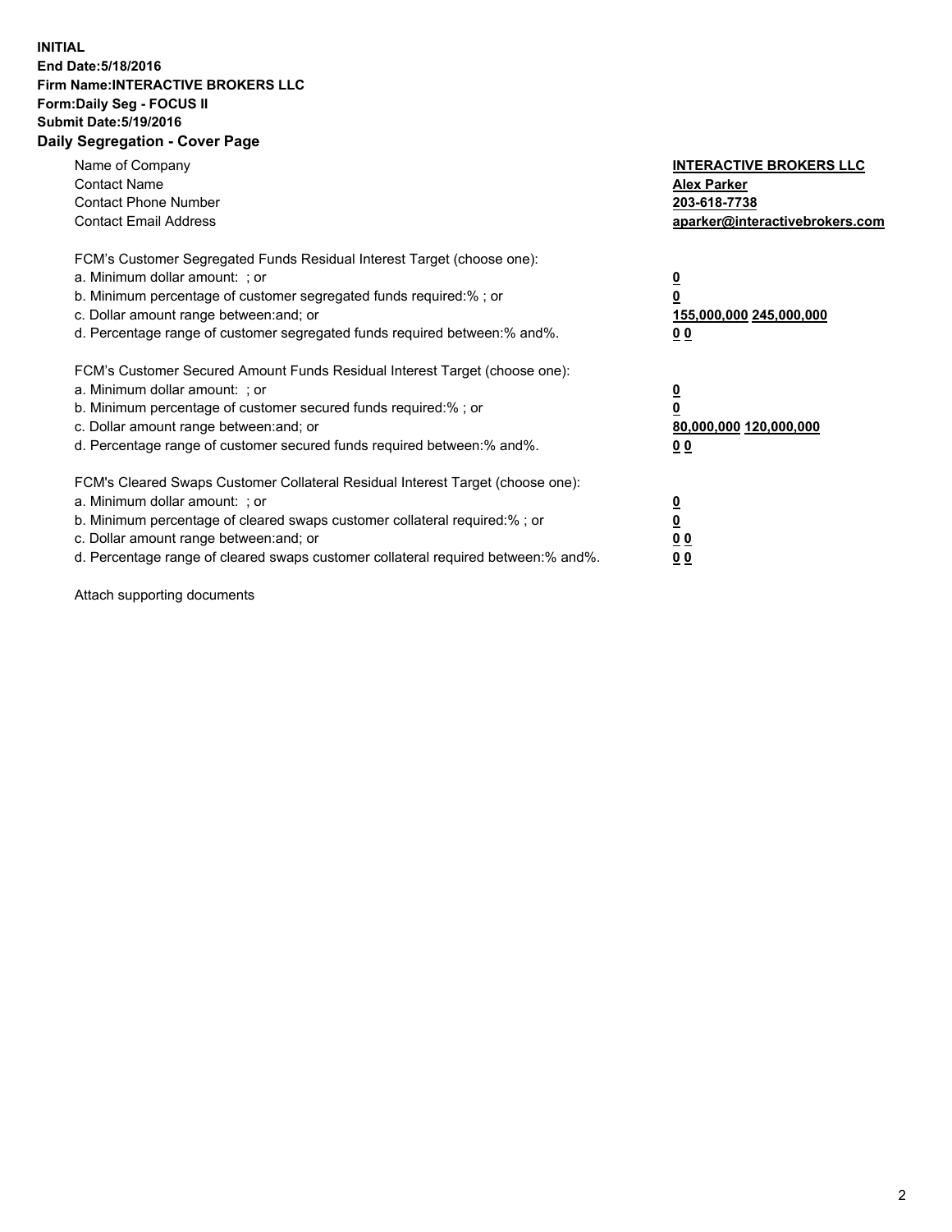**INITIAL**
**End Date:5/18/2016**
**Firm Name:INTERACTIVE BROKERS LLC**
**Form:Daily Seg - FOCUS II**
**Submit Date:5/19/2016**
**Daily Segregation - Cover Page**

| | |
|---|---|
| Name of Company | **INTERACTIVE BROKERS LLC** |
| Contact Name | **Alex Parker** |
| Contact Phone Number | **203-618-7738** |
| Contact Email Address | **aparker@interactivebrokers.com** |

| | |
|---|---|
| FCM's Customer Segregated Funds Residual Interest Target (choose one): | |
| a. Minimum dollar amount: ; or | **0** |
| b. Minimum percentage of customer segregated funds required:% ; or | **0** |
| c. Dollar amount range between:and; or | **155,000,000 245,000,000** |
| d. Percentage range of customer segregated funds required between:% and%. | **0 0** |
| FCM's Customer Secured Amount Funds Residual Interest Target (choose one): | |
| a. Minimum dollar amount: ; or | **0** |
| b. Minimum percentage of customer secured funds required:% ; or | **0** |
| c. Dollar amount range between:and; or | **80,000,000 120,000,000** |
| d. Percentage range of customer secured funds required between:% and%. | **0 0** |
| FCM's Cleared Swaps Customer Collateral Residual Interest Target (choose one): | |
| a. Minimum dollar amount: ; or | **0** |
| b. Minimum percentage of cleared swaps customer collateral required:% ; or | **0** |
| c. Dollar amount range between:and; or | **0 0** |
| d. Percentage range of cleared swaps customer collateral required between:% and%. | **0 0** |

Attach supporting documents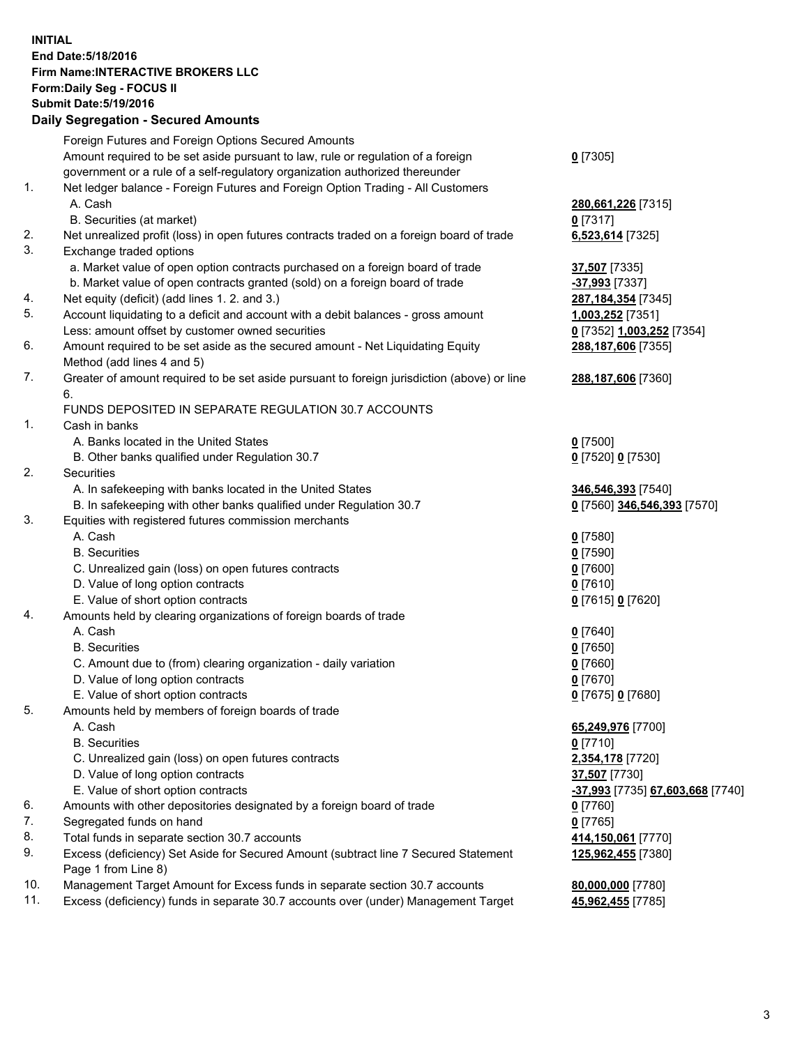**INITIAL**
**End Date:5/18/2016**
**Firm Name:INTERACTIVE BROKERS LLC**
**Form:Daily Seg - FOCUS II**
**Submit Date:5/19/2016**

## Daily Segregation - Secured Amounts

| | | |
|---|---|---|
| | Foreign Futures and Foreign Options Secured Amounts | |
| | Amount required to be set aside pursuant to law, rule or regulation of a foreign government or a rule of a self-regulatory organization authorized thereunder | **0** [7305] |
| 1. | Net ledger balance - Foreign Futures and Foreign Option Trading - All Customers | |
| | A. Cash | **280,661,226** [7315] |
| | B. Securities (at market) | **0** [7317] |
| 2. | Net unrealized profit (loss) in open futures contracts traded on a foreign board of trade | **6,523,614** [7325] |
| 3. | Exchange traded options | |
| | a. Market value of open option contracts purchased on a foreign board of trade | **37,507** [7335] |
| | b. Market value of open contracts granted (sold) on a foreign board of trade | **-37,993** [7337] |
| 4. | Net equity (deficit) (add lines 1. 2. and 3.) | **287,184,354** [7345] |
| 5. | Account liquidating to a deficit and account with a debit balances - gross amount | **1,003,252** [7351] |
| | Less: amount offset by customer owned securities | **0** [7352] **1,003,252** [7354] |
| 6. | Amount required to be set aside as the secured amount - Net Liquidating Equity Method (add lines 4 and 5) | **288,187,606** [7355] |
| 7. | Greater of amount required to be set aside pursuant to foreign jurisdiction (above) or line 6. | **288,187,606** [7360] |
| | FUNDS DEPOSITED IN SEPARATE REGULATION 30.7 ACCOUNTS | |
| 1. | Cash in banks | |
| | A. Banks located in the United States | **0** [7500] |
| | B. Other banks qualified under Regulation 30.7 | **0** [7520] **0** [7530] |
| 2. | Securities | |
| | A. In safekeeping with banks located in the United States | **346,546,393** [7540] |
| | B. In safekeeping with other banks qualified under Regulation 30.7 | **0** [7560] **346,546,393** [7570] |
| 3. | Equities with registered futures commission merchants | |
| | A. Cash | **0** [7580] |
| | B. Securities | **0** [7590] |
| | C. Unrealized gain (loss) on open futures contracts | **0** [7600] |
| | D. Value of long option contracts | **0** [7610] |
| | E. Value of short option contracts | **0** [7615] **0** [7620] |
| 4. | Amounts held by clearing organizations of foreign boards of trade | |
| | A. Cash | **0** [7640] |
| | B. Securities | **0** [7650] |
| | C. Amount due to (from) clearing organization - daily variation | **0** [7660] |
| | D. Value of long option contracts | **0** [7670] |
| | E. Value of short option contracts | **0** [7675] **0** [7680] |
| 5. | Amounts held by members of foreign boards of trade | |
| | A. Cash | **65,249,976** [7700] |
| | B. Securities | **0** [7710] |
| | C. Unrealized gain (loss) on open futures contracts | **2,354,178** [7720] |
| | D. Value of long option contracts | **37,507** [7730] |
| | E. Value of short option contracts | **-37,993** [7735] **67,603,668** [7740] |
| 6. | Amounts with other depositories designated by a foreign board of trade | **0** [7760] |
| 7. | Segregated funds on hand | **0** [7765] |
| 8. | Total funds in separate section 30.7 accounts | **414,150,061** [7770] |
| 9. | Excess (deficiency) Set Aside for Secured Amount (subtract line 7 Secured Statement Page 1 from Line 8) | **125,962,455** [7380] |
| 10. | Management Target Amount for Excess funds in separate section 30.7 accounts | **80,000,000** [7780] |
| 11. | Excess (deficiency) funds in separate 30.7 accounts over (under) Management Target | **45,962,455** [7785] |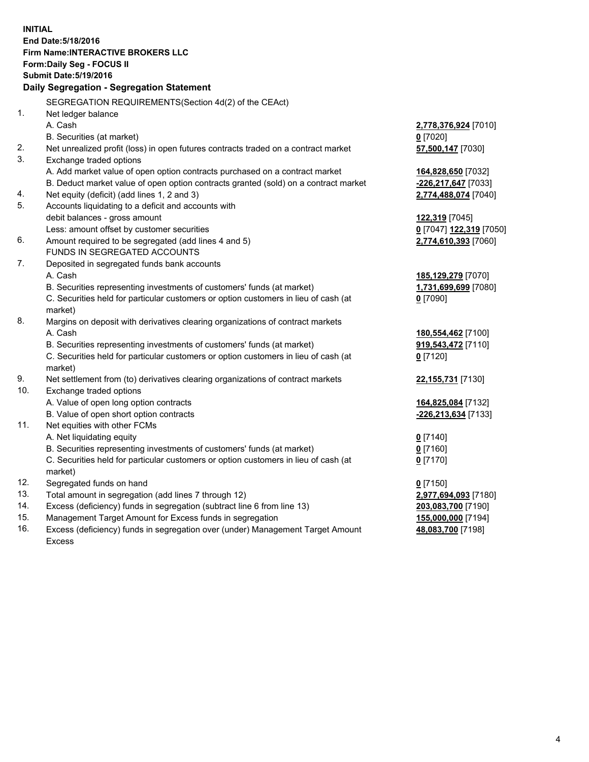**INITIAL**
**End Date:5/18/2016**
**Firm Name:INTERACTIVE BROKERS LLC**
**Form:Daily Seg - FOCUS II**
**Submit Date:5/19/2016**
**Daily Segregation - Segregation Statement**

SEGREGATION REQUIREMENTS(Section 4d(2) of the CEAct)

| | | |
|---|---|---|
| 1. | Net ledger balance | |
| | A. Cash | **2,778,376,924** [7010] |
| | B. Securities (at market) | **0** [7020] |
| 2. | Net unrealized profit (loss) in open futures contracts traded on a contract market | **57,500,147** [7030] |
| 3. | Exchange traded options | |
| | A. Add market value of open option contracts purchased on a contract market | **164,828,650** [7032] |
| | B. Deduct market value of open option contracts granted (sold) on a contract market | **-226,217,647** [7033] |
| 4. | Net equity (deficit) (add lines 1, 2 and 3) | **2,774,488,074** [7040] |
| 5. | Accounts liquidating to a deficit and accounts with | |
| | debit balances - gross amount | **122,319** [7045] |
| | Less: amount offset by customer securities | **0** [7047] **122,319** [7050] |
| 6. | Amount required to be segregated (add lines 4 and 5) | **2,774,610,393** [7060] |
| | FUNDS IN SEGREGATED ACCOUNTS | |
| 7. | Deposited in segregated funds bank accounts | |
| | A. Cash | **185,129,279** [7070] |
| | B. Securities representing investments of customers' funds (at market) | **1,731,699,699** [7080] |
| | C. Securities held for particular customers or option customers in lieu of cash (at market) | **0** [7090] |
| 8. | Margins on deposit with derivatives clearing organizations of contract markets | |
| | A. Cash | **180,554,462** [7100] |
| | B. Securities representing investments of customers' funds (at market) | **919,543,472** [7110] |
| | C. Securities held for particular customers or option customers in lieu of cash (at market) | **0** [7120] |
| 9. | Net settlement from (to) derivatives clearing organizations of contract markets | **22,155,731** [7130] |
| 10. | Exchange traded options | |
| | A. Value of open long option contracts | **164,825,084** [7132] |
| | B. Value of open short option contracts | **-226,213,634** [7133] |
| 11. | Net equities with other FCMs | |
| | A. Net liquidating equity | **0** [7140] |
| | B. Securities representing investments of customers' funds (at market) | **0** [7160] |
| | C. Securities held for particular customers or option customers in lieu of cash (at market) | **0** [7170] |
| 12. | Segregated funds on hand | **0** [7150] |
| 13. | Total amount in segregation (add lines 7 through 12) | **2,977,694,093** [7180] |
| 14. | Excess (deficiency) funds in segregation (subtract line 6 from line 13) | **203,083,700** [7190] |
| 15. | Management Target Amount for Excess funds in segregation | **155,000,000** [7194] |
| 16. | Excess (deficiency) funds in segregation over (under) Management Target Amount Excess | **48,083,700** [7198] |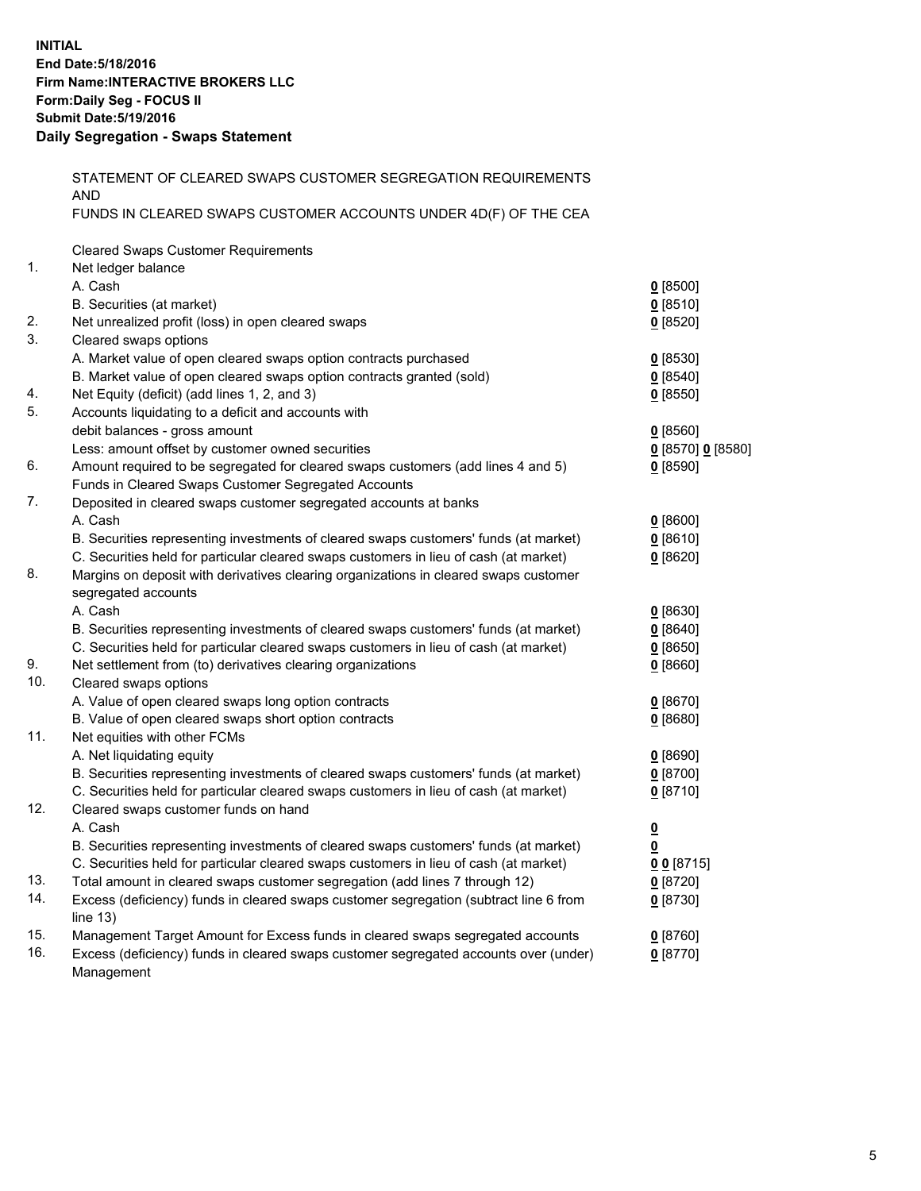**INITIAL**
**End Date:5/18/2016**
**Firm Name:INTERACTIVE BROKERS LLC**
**Form:Daily Seg - FOCUS II**
**Submit Date:5/19/2016**
**Daily Segregation - Swaps Statement**

STATEMENT OF CLEARED SWAPS CUSTOMER SEGREGATION REQUIREMENTS
AND
FUNDS IN CLEARED SWAPS CUSTOMER ACCOUNTS UNDER 4D(F) OF THE CEA

| | | |
|---|---|---|
| | Cleared Swaps Customer Requirements | |
| 1. | Net ledger balance | |
| | A. Cash | 0 [8500] |
| | B. Securities (at market) | 0 [8510] |
| 2. | Net unrealized profit (loss) in open cleared swaps | 0 [8520] |
| 3. | Cleared swaps options | |
| | A. Market value of open cleared swaps option contracts purchased | 0 [8530] |
| | B. Market value of open cleared swaps option contracts granted (sold) | 0 [8540] |
| 4. | Net Equity (deficit) (add lines 1, 2, and 3) | 0 [8550] |
| 5. | Accounts liquidating to a deficit and accounts with debit balances - gross amount | 0 [8560] |
| | Less: amount offset by customer owned securities | 0 [8570] 0 [8580] |
| 6. | Amount required to be segregated for cleared swaps customers (add lines 4 and 5) | 0 [8590] |
| | Funds in Cleared Swaps Customer Segregated Accounts | |
| 7. | Deposited in cleared swaps customer segregated accounts at banks | |
| | A. Cash | 0 [8600] |
| | B. Securities representing investments of cleared swaps customers' funds (at market) | 0 [8610] |
| | C. Securities held for particular cleared swaps customers in lieu of cash (at market) | 0 [8620] |
| 8. | Margins on deposit with derivatives clearing organizations in cleared swaps customer segregated accounts | |
| | A. Cash | 0 [8630] |
| | B. Securities representing investments of cleared swaps customers' funds (at market) | 0 [8640] |
| | C. Securities held for particular cleared swaps customers in lieu of cash (at market) | 0 [8650] |
| 9. | Net settlement from (to) derivatives clearing organizations | 0 [8660] |
| 10. | Cleared swaps options | |
| | A. Value of open cleared swaps long option contracts | 0 [8670] |
| | B. Value of open cleared swaps short option contracts | 0 [8680] |
| 11. | Net equities with other FCMs | |
| | A. Net liquidating equity | 0 [8690] |
| | B. Securities representing investments of cleared swaps customers' funds (at market) | 0 [8700] |
| | C. Securities held for particular cleared swaps customers in lieu of cash (at market) | 0 [8710] |
| 12. | Cleared swaps customer funds on hand | |
| | A. Cash | 0 |
| | B. Securities representing investments of cleared swaps customers' funds (at market) | 0 |
| | C. Securities held for particular cleared swaps customers in lieu of cash (at market) | 0 0 [8715] |
| 13. | Total amount in cleared swaps customer segregation (add lines 7 through 12) | 0 [8720] |
| 14. | Excess (deficiency) funds in cleared swaps customer segregation (subtract line 6 from line 13) | 0 [8730] |
| 15. | Management Target Amount for Excess funds in cleared swaps segregated accounts | 0 [8760] |
| 16. | Excess (deficiency) funds in cleared swaps customer segregated accounts over (under) Management | 0 [8770] |